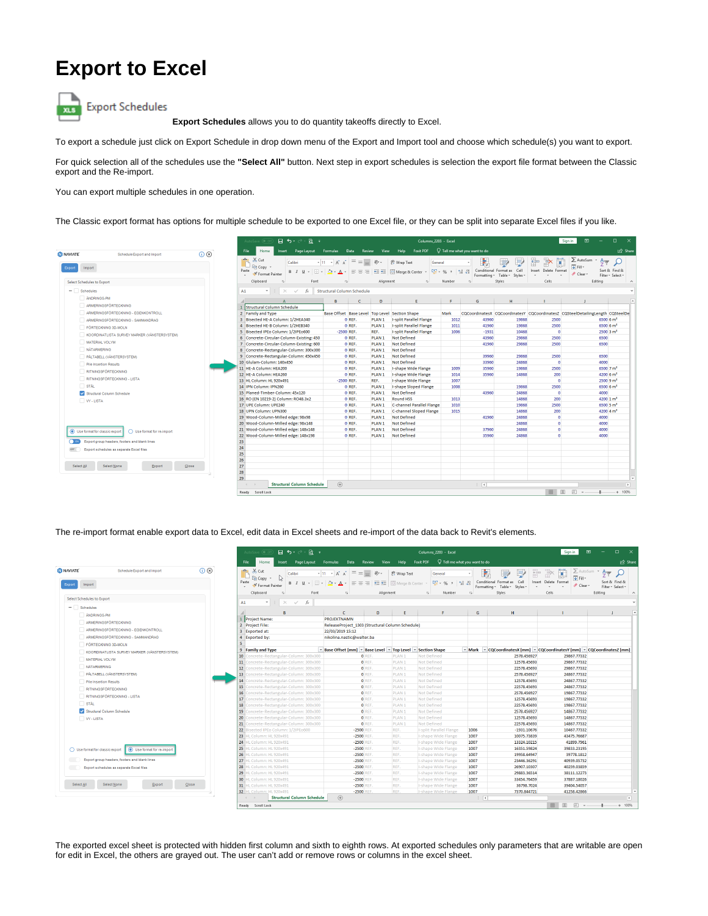# Export to Excel

Export Schedules

**Export Schedules** allows you to do quantity takeoffs directly to Excel.

To export a schedule just click on Export Schedule in drop down menu of the Export and Import tool and choose which schedule(s) you want to export.

For quick selection all of the schedules use the **"Select All"** button. Next step in export schedules is selection the export file format between the Classic export and the Re-import.

You can export multiple schedules in one operation.

The Classic export format has options for multiple schedule to be exported to one Excel file, or they can be split into separate Excel files if you like.

The re-import format enable export data to Excel, edit data in Excel sheets and re-import of the data back to Revit's elements.

The exported excel sheet is protected with hidden first column and sixth to eighth rows. At exported schedules only parameters that are writable are open for edit in Excel, the others are grayed out. The user can't add or remove rows or columns in the excel sheet.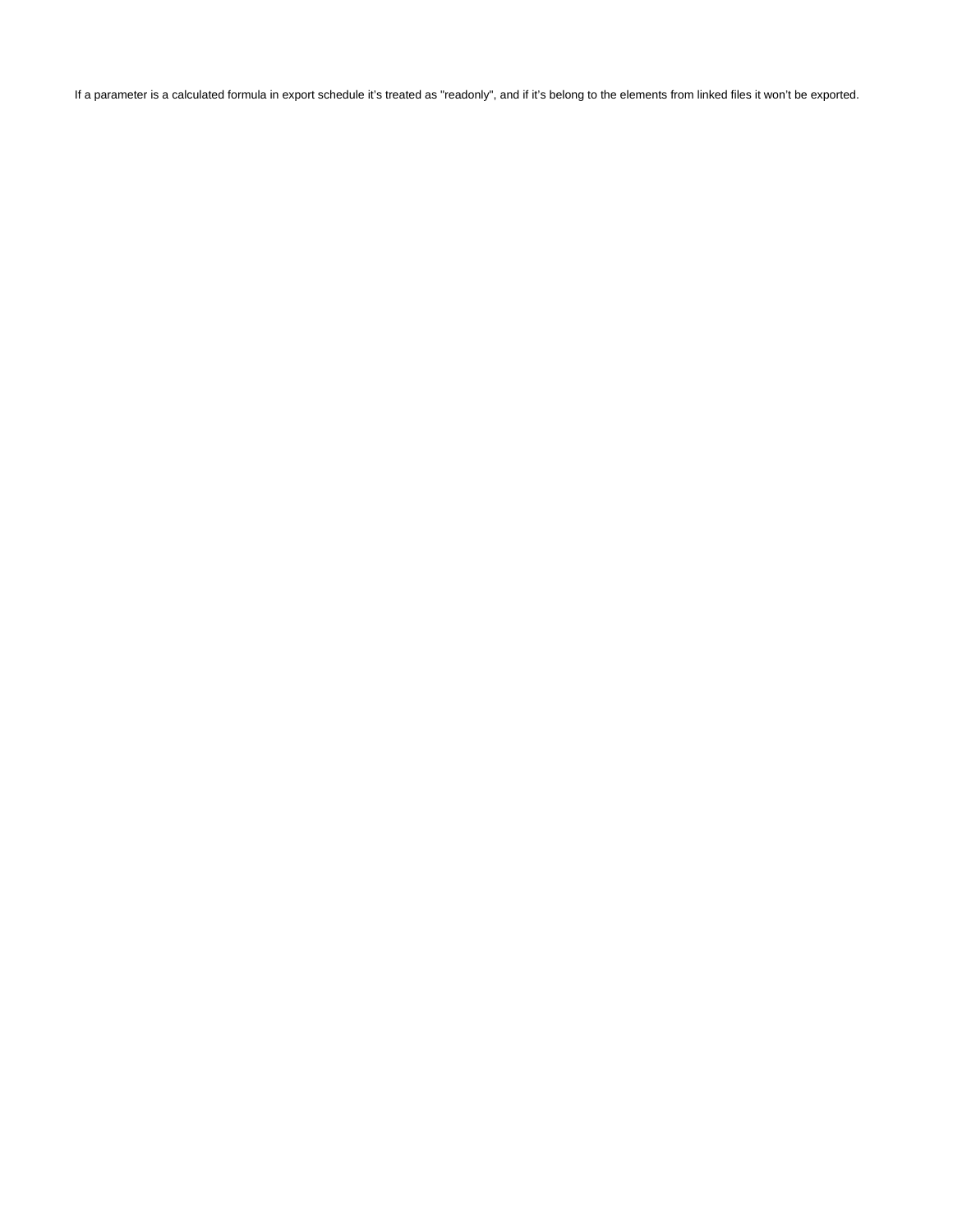If a parameter is a calculated formula in export schedule it’s treated as "readonly", and if it’s belong to the elements from linked files it won’t be exported.